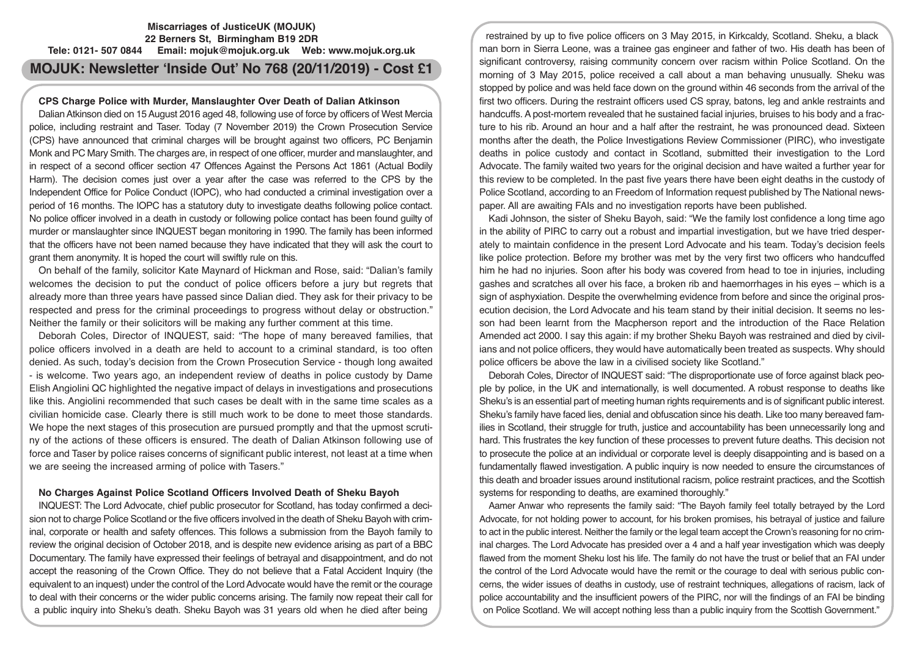**Miscarriages of JusticeUK (MOJUK)**
**22 Berners St, Birmingham B19 2DR**
**Tele: 0121- 507 0844 Email: mojuk@mojuk.org.uk Web: www.mojuk.org.uk**

# MOJUK: Newsletter 'Inside Out' No 768 (20/11/2019) - Cost £1

## CPS Charge Police with Murder, Manslaughter Over Death of Dalian Atkinson

Dalian Atkinson died on 15 August 2016 aged 48, following use of force by officers of West Mercia police, including restraint and Taser. Today (7 November 2019) the Crown Prosecution Service (CPS) have announced that criminal charges will be brought against two officers, PC Benjamin Monk and PC Mary Smith. The charges are, in respect of one officer, murder and manslaughter, and in respect of a second officer section 47 Offences Against the Persons Act 1861 (Actual Bodily Harm). The decision comes just over a year after the case was referred to the CPS by the Independent Office for Police Conduct (IOPC), who had conducted a criminal investigation over a period of 16 months. The IOPC has a statutory duty to investigate deaths following police contact. No police officer involved in a death in custody or following police contact has been found guilty of murder or manslaughter since INQUEST began monitoring in 1990. The family has been informed that the officers have not been named because they have indicated that they will ask the court to grant them anonymity. It is hoped the court will swiftly rule on this.

On behalf of the family, solicitor Kate Maynard of Hickman and Rose, said: "Dalian's family welcomes the decision to put the conduct of police officers before a jury but regrets that already more than three years have passed since Dalian died. They ask for their privacy to be respected and press for the criminal proceedings to progress without delay or obstruction." Neither the family or their solicitors will be making any further comment at this time.

Deborah Coles, Director of INQUEST, said: "The hope of many bereaved families, that police officers involved in a death are held to account to a criminal standard, is too often denied. As such, today's decision from the Crown Prosecution Service - though long awaited - is welcome. Two years ago, an independent review of deaths in police custody by Dame Elish Angiolini QC highlighted the negative impact of delays in investigations and prosecutions like this. Angiolini recommended that such cases be dealt with in the same time scales as a civilian homicide case. Clearly there is still much work to be done to meet those standards. We hope the next stages of this prosecution are pursued promptly and that the upmost scrutiny of the actions of these officers is ensured. The death of Dalian Atkinson following use of force and Taser by police raises concerns of significant public interest, not least at a time when we are seeing the increased arming of police with Tasers."

## No Charges Against Police Scotland Officers Involved Death of Sheku Bayoh

INQUEST: The Lord Advocate, chief public prosecutor for Scotland, has today confirmed a decision not to charge Police Scotland or the five officers involved in the death of Sheku Bayoh with criminal, corporate or health and safety offences. This follows a submission from the Bayoh family to review the original decision of October 2018, and is despite new evidence arising as part of a BBC Documentary. The family have expressed their feelings of betrayal and disappointment, and do not accept the reasoning of the Crown Office. They do not believe that a Fatal Accident Inquiry (the equivalent to an inquest) under the control of the Lord Advocate would have the remit or the courage to deal with their concerns or the wider public concerns arising. The family now repeat their call for a public inquiry into Sheku's death. Sheku Bayoh was 31 years old when he died after being restrained by up to five police officers on 3 May 2015, in Kirkcaldy, Scotland. Sheku, a black man born in Sierra Leone, was a trainee gas engineer and father of two. His death has been of significant controversy, raising community concern over racism within Police Scotland. On the morning of 3 May 2015, police received a call about a man behaving unusually. Sheku was stopped by police and was held face down on the ground within 46 seconds from the arrival of the first two officers. During the restraint officers used CS spray, batons, leg and ankle restraints and handcuffs. A post-mortem revealed that he sustained facial injuries, bruises to his body and a fracture to his rib. Around an hour and a half after the restraint, he was pronounced dead. Sixteen months after the death, the Police Investigations Review Commissioner (PIRC), who investigate deaths in police custody and contact in Scotland, submitted their investigation to the Lord Advocate. The family waited two years for the original decision and have waited a further year for this review to be completed. In the past five years there have been eight deaths in the custody of Police Scotland, according to a Freedom of Information request published by The National newspaper. All are awaiting FAIs and no investigation reports have been published.

Kadi Johnson, the sister of Sheku Bayoh, said: "We the family lost confidence a long time ago in the ability of PIRC to carry out a robust and impartial investigation, but we have tried desperately to maintain confidence in the present Lord Advocate and his team. Today's decision feels like police protection. Before my brother was met by the very first two officers who handcuffed him he had no injuries. Soon after his body was covered from head to toe in injuries, including gashes and scratches all over his face, a broken rib and haemorrhages in his eyes – which is a sign of asphyxiation. Despite the overwhelming evidence from before and since the original prosecution decision, the Lord Advocate and his team stand by their initial decision. It seems no lesson had been learnt from the Macpherson report and the introduction of the Race Relation Amended act 2000. I say this again: if my brother Sheku Bayoh was restrained and died by civilians and not police officers, they would have automatically been treated as suspects. Why should police officers be above the law in a civilised society like Scotland."

Deborah Coles, Director of INQUEST said: "The disproportionate use of force against black people by police, in the UK and internationally, is well documented. A robust response to deaths like Sheku's is an essential part of meeting human rights requirements and is of significant public interest. Sheku's family have faced lies, denial and obfuscation since his death. Like too many bereaved families in Scotland, their struggle for truth, justice and accountability has been unnecessarily long and hard. This frustrates the key function of these processes to prevent future deaths. This decision not to prosecute the police at an individual or corporate level is deeply disappointing and is based on a fundamentally flawed investigation. A public inquiry is now needed to ensure the circumstances of this death and broader issues around institutional racism, police restraint practices, and the Scottish systems for responding to deaths, are examined thoroughly."

Aamer Anwar who represents the family said: "The Bayoh family feel totally betrayed by the Lord Advocate, for not holding power to account, for his broken promises, his betrayal of justice and failure to act in the public interest. Neither the family or the legal team accept the Crown's reasoning for no criminal charges. The Lord Advocate has presided over a 4 and a half year investigation which was deeply flawed from the moment Sheku lost his life. The family do not have the trust or belief that an FAI under the control of the Lord Advocate would have the remit or the courage to deal with serious public concerns, the wider issues of deaths in custody, use of restraint techniques, allegations of racism, lack of police accountability and the insufficient powers of the PIRC, nor will the findings of an FAI be binding on Police Scotland. We will accept nothing less than a public inquiry from the Scottish Government."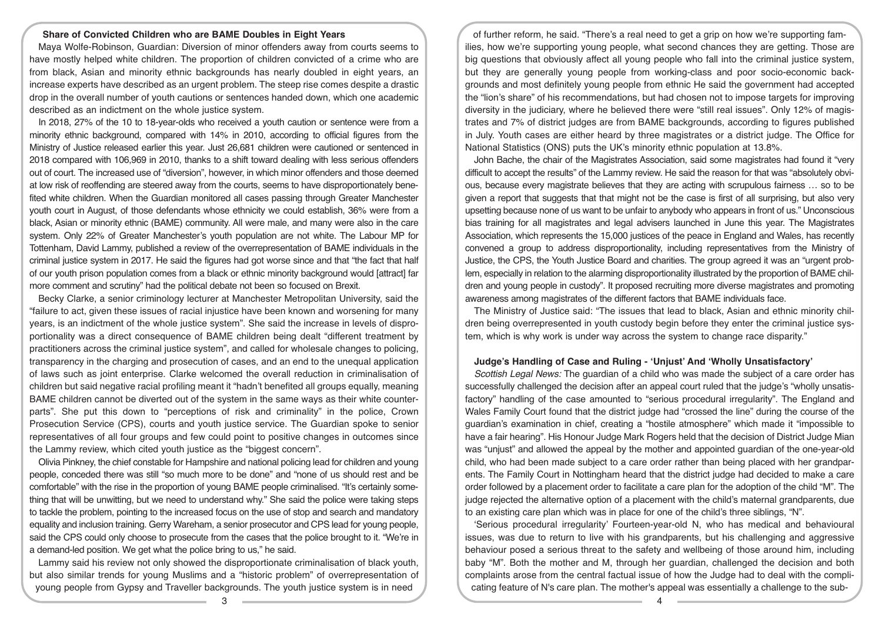## Share of Convicted Children who are BAME Doubles in Eight Years

Maya Wolfe-Robinson, Guardian: Diversion of minor offenders away from courts seems to have mostly helped white children. The proportion of children convicted of a crime who are from black, Asian and minority ethnic backgrounds has nearly doubled in eight years, an increase experts have described as an urgent problem. The steep rise comes despite a drastic drop in the overall number of youth cautions or sentences handed down, which one academic described as an indictment on the whole justice system.

In 2018, 27% of the 10 to 18-year-olds who received a youth caution or sentence were from a minority ethnic background, compared with 14% in 2010, according to official figures from the Ministry of Justice released earlier this year. Just 26,681 children were cautioned or sentenced in 2018 compared with 106,969 in 2010, thanks to a shift toward dealing with less serious offenders out of court. The increased use of "diversion", however, in which minor offenders and those deemed at low risk of reoffending are steered away from the courts, seems to have disproportionately benefited white children. When the Guardian monitored all cases passing through Greater Manchester youth court in August, of those defendants whose ethnicity we could establish, 36% were from a black, Asian or minority ethnic (BAME) community. All were male, and many were also in the care system. Only 22% of Greater Manchester's youth population are not white. The Labour MP for Tottenham, David Lammy, published a review of the overrepresentation of BAME individuals in the criminal justice system in 2017. He said the figures had got worse since and that "the fact that half of our youth prison population comes from a black or ethnic minority background would [attract] far more comment and scrutiny" had the political debate not been so focused on Brexit.

Becky Clarke, a senior criminology lecturer at Manchester Metropolitan University, said the "failure to act, given these issues of racial injustice have been known and worsening for many years, is an indictment of the whole justice system". She said the increase in levels of disproportionality was a direct consequence of BAME children being dealt "different treatment by practitioners across the criminal justice system", and called for wholesale changes to policing, transparency in the charging and prosecution of cases, and an end to the unequal application of laws such as joint enterprise. Clarke welcomed the overall reduction in criminalisation of children but said negative racial profiling meant it "hadn't benefited all groups equally, meaning BAME children cannot be diverted out of the system in the same ways as their white counterparts". She put this down to "perceptions of risk and criminality" in the police, Crown Prosecution Service (CPS), courts and youth justice service. The Guardian spoke to senior representatives of all four groups and few could point to positive changes in outcomes since the Lammy review, which cited youth justice as the "biggest concern".

Olivia Pinkney, the chief constable for Hampshire and national policing lead for children and young people, conceded there was still "so much more to be done" and "none of us should rest and be comfortable" with the rise in the proportion of young BAME people criminalised. "It's certainly something that will be unwitting, but we need to understand why." She said the police were taking steps to tackle the problem, pointing to the increased focus on the use of stop and search and mandatory equality and inclusion training. Gerry Wareham, a senior prosecutor and CPS lead for young people, said the CPS could only choose to prosecute from the cases that the police brought to it. "We're in a demand-led position. We get what the police bring to us," he said.

Lammy said his review not only showed the disproportionate criminalisation of black youth, but also similar trends for young Muslims and a "historic problem" of overrepresentation of young people from Gypsy and Traveller backgrounds. The youth justice system is in need of further reform, he said. "There's a real need to get a grip on how we're supporting families, how we're supporting young people, what second chances they are getting. Those are big questions that obviously affect all young people who fall into the criminal justice system, but they are generally young people from working-class and poor socio-economic backgrounds and most definitely young people from ethnic He said the government had accepted the "lion's share" of his recommendations, but had chosen not to impose targets for improving diversity in the judiciary, where he believed there were "still real issues". Only 12% of magistrates and 7% of district judges are from BAME backgrounds, according to figures published in July. Youth cases are either heard by three magistrates or a district judge. The Office for National Statistics (ONS) puts the UK's minority ethnic population at 13.8%.

John Bache, the chair of the Magistrates Association, said some magistrates had found it "very difficult to accept the results" of the Lammy review. He said the reason for that was "absolutely obvious, because every magistrate believes that they are acting with scrupulous fairness … so to be given a report that suggests that that might not be the case is first of all surprising, but also very upsetting because none of us want to be unfair to anybody who appears in front of us." Unconscious bias training for all magistrates and legal advisers launched in June this year. The Magistrates Association, which represents the 15,000 justices of the peace in England and Wales, has recently convened a group to address disproportionality, including representatives from the Ministry of Justice, the CPS, the Youth Justice Board and charities. The group agreed it was an "urgent problem, especially in relation to the alarming disproportionality illustrated by the proportion of BAME children and young people in custody". It proposed recruiting more diverse magistrates and promoting awareness among magistrates of the different factors that BAME individuals face.

The Ministry of Justice said: "The issues that lead to black, Asian and ethnic minority children being overrepresented in youth custody begin before they enter the criminal justice system, which is why work is under way across the system to change race disparity."

## Judge's Handling of Case and Ruling - 'Unjust' And 'Wholly Unsatisfactory'

*Scottish Legal News:* The guardian of a child who was made the subject of a care order has successfully challenged the decision after an appeal court ruled that the judge's "wholly unsatisfactory" handling of the case amounted to "serious procedural irregularity". The England and Wales Family Court found that the district judge had "crossed the line" during the course of the guardian's examination in chief, creating a "hostile atmosphere" which made it "impossible to have a fair hearing". His Honour Judge Mark Rogers held that the decision of District Judge Mian was "unjust" and allowed the appeal by the mother and appointed guardian of the one-year-old child, who had been made subject to a care order rather than being placed with her grandparents. The Family Court in Nottingham heard that the district judge had decided to make a care order followed by a placement order to facilitate a care plan for the adoption of the child "M". The judge rejected the alternative option of a placement with the child's maternal grandparents, due to an existing care plan which was in place for one of the child's three siblings, "N".

'Serious procedural irregularity' Fourteen-year-old N, who has medical and behavioural issues, was due to return to live with his grandparents, but his challenging and aggressive behaviour posed a serious threat to the safety and wellbeing of those around him, including baby "M". Both the mother and M, through her guardian, challenged the decision and both complaints arose from the central factual issue of how the Judge had to deal with the complicating feature of N's care plan. The mother's appeal was essentially a challenge to the sub-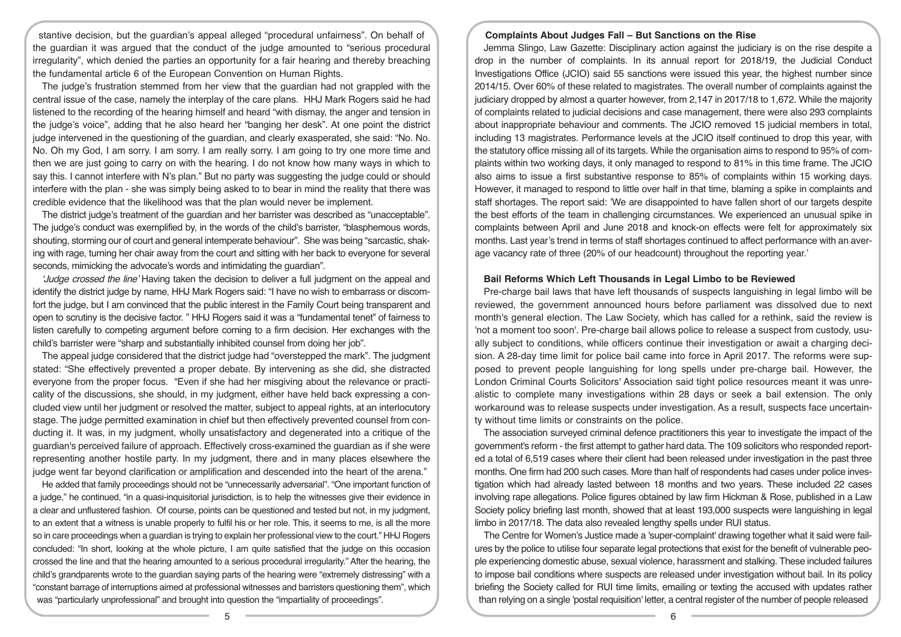stantive decision, but the guardian's appeal alleged "procedural unfairness". On behalf of the guardian it was argued that the conduct of the judge amounted to "serious procedural irregularity", which denied the parties an opportunity for a fair hearing and thereby breaching the fundamental article 6 of the European Convention on Human Rights.

The judge's frustration stemmed from her view that the guardian had not grappled with the central issue of the case, namely the interplay of the care plans. HHJ Mark Rogers said he had listened to the recording of the hearing himself and heard "with dismay, the anger and tension in the judge's voice", adding that he also heard her "banging her desk". At one point the district judge intervened in the questioning of the guardian, and clearly exasperated, she said: "No. No. No. Oh my God, I am sorry. I am sorry. I am really sorry. I am going to try one more time and then we are just going to carry on with the hearing. I do not know how many ways in which to say this. I cannot interfere with N's plan." But no party was suggesting the judge could or should interfere with the plan - she was simply being asked to to bear in mind the reality that there was credible evidence that the likelihood was that the plan would never be implement.

The district judge's treatment of the guardian and her barrister was described as "unacceptable". The judge's conduct was exemplified by, in the words of the child's barrister, "blasphemous words, shouting, storming our of court and general intemperate behaviour". She was being "sarcastic, shaking with rage, turning her chair away from the court and sitting with her back to everyone for several seconds, mimicking the advocate's words and intimidating the guardian".

*'Judge crossed the line'* Having taken the decision to deliver a full judgment on the appeal and identify the district judge by name, HHJ Mark Rogers said: "I have no wish to embarrass or discomfort the judge, but I am convinced that the public interest in the Family Court being transparent and open to scrutiny is the decisive factor. " HHJ Rogers said it was a "fundamental tenet" of fairness to listen carefully to competing argument before coming to a firm decision. Her exchanges with the child's barrister were "sharp and substantially inhibited counsel from doing her job".

The appeal judge considered that the district judge had "overstepped the mark". The judgment stated: "She effectively prevented a proper debate. By intervening as she did, she distracted everyone from the proper focus. "Even if she had her misgiving about the relevance or practicality of the discussions, she should, in my judgment, either have held back expressing a concluded view until her judgment or resolved the matter, subject to appeal rights, at an interlocutory stage. The judge permitted examination in chief but then effectively prevented counsel from conducting it. It was, in my judgment, wholly unsatisfactory and degenerated into a critique of the guardian's perceived failure of approach. Effectively cross-examined the guardian as if she were representing another hostile party. In my judgment, there and in many places elsewhere the judge went far beyond clarification or amplification and descended into the heart of the arena."

He added that family proceedings should not be "unnecessarily adversarial". "One important function of a judge," he continued, "in a quasi-inquisitorial jurisdiction, is to help the witnesses give their evidence in a clear and unflustered fashion. Of course, points can be questioned and tested but not, in my judgment, to an extent that a witness is unable properly to fulfil his or her role. This, it seems to me, is all the more so in care proceedings when a guardian is trying to explain her professional view to the court." HHJ Rogers concluded: "In short, looking at the whole picture, I am quite satisfied that the judge on this occasion crossed the line and that the hearing amounted to a serious procedural irregularity." After the hearing, the child's grandparents wrote to the guardian saying parts of the hearing were "extremely distressing" with a "constant barrage of interruptions aimed at professional witnesses and barristers questioning them", which was "particularly unprofessional" and brought into question the "impartiality of proceedings".

## Complaints About Judges Fall – But Sanctions on the Rise

Jemma Slingo, Law Gazette: Disciplinary action against the judiciary is on the rise despite a drop in the number of complaints. In its annual report for 2018/19, the Judicial Conduct Investigations Office (JCIO) said 55 sanctions were issued this year, the highest number since 2014/15. Over 60% of these related to magistrates. The overall number of complaints against the judiciary dropped by almost a quarter however, from 2,147 in 2017/18 to 1,672. While the majority of complaints related to judicial decisions and case management, there were also 293 complaints about inappropriate behaviour and comments. The JCIO removed 15 judicial members in total, including 13 magistrates. Performance levels at the JCIO itself continued to drop this year, with the statutory office missing all of its targets. While the organisation aims to respond to 95% of complaints within two working days, it only managed to respond to 81% in this time frame. The JCIO also aims to issue a first substantive response to 85% of complaints within 15 working days. However, it managed to respond to little over half in that time, blaming a spike in complaints and staff shortages. The report said: 'We are disappointed to have fallen short of our targets despite the best efforts of the team in challenging circumstances. We experienced an unusual spike in complaints between April and June 2018 and knock-on effects were felt for approximately six months. Last year's trend in terms of staff shortages continued to affect performance with an average vacancy rate of three (20% of our headcount) throughout the reporting year.'

## Bail Reforms Which Left Thousands in Legal Limbo to be Reviewed

Pre-charge bail laws that have left thousands of suspects languishing in legal limbo will be reviewed, the government announced hours before parliament was dissolved due to next month's general election. The Law Society, which has called for a rethink, said the review is 'not a moment too soon'. Pre-charge bail allows police to release a suspect from custody, usually subject to conditions, while officers continue their investigation or await a charging decision. A 28-day time limit for police bail came into force in April 2017. The reforms were supposed to prevent people languishing for long spells under pre-charge bail. However, the London Criminal Courts Solicitors' Association said tight police resources meant it was unrealistic to complete many investigations within 28 days or seek a bail extension. The only workaround was to release suspects under investigation. As a result, suspects face uncertainty without time limits or constraints on the police.

The association surveyed criminal defence practitioners this year to investigate the impact of the government's reform - the first attempt to gather hard data. The 109 solicitors who responded reported a total of 6,519 cases where their client had been released under investigation in the past three months. One firm had 200 such cases. More than half of respondents had cases under police investigation which had already lasted between 18 months and two years. These included 22 cases involving rape allegations. Police figures obtained by law firm Hickman & Rose, published in a Law Society policy briefing last month, showed that at least 193,000 suspects were languishing in legal limbo in 2017/18. The data also revealed lengthy spells under RUI status.

The Centre for Women's Justice made a 'super-complaint' drawing together what it said were failures by the police to utilise four separate legal protections that exist for the benefit of vulnerable people experiencing domestic abuse, sexual violence, harassment and stalking. These included failures to impose bail conditions where suspects are released under investigation without bail. In its policy briefing the Society called for RUI time limits, emailing or texting the accused with updates rather than relying on a single 'postal requisition' letter, a central register of the number of people released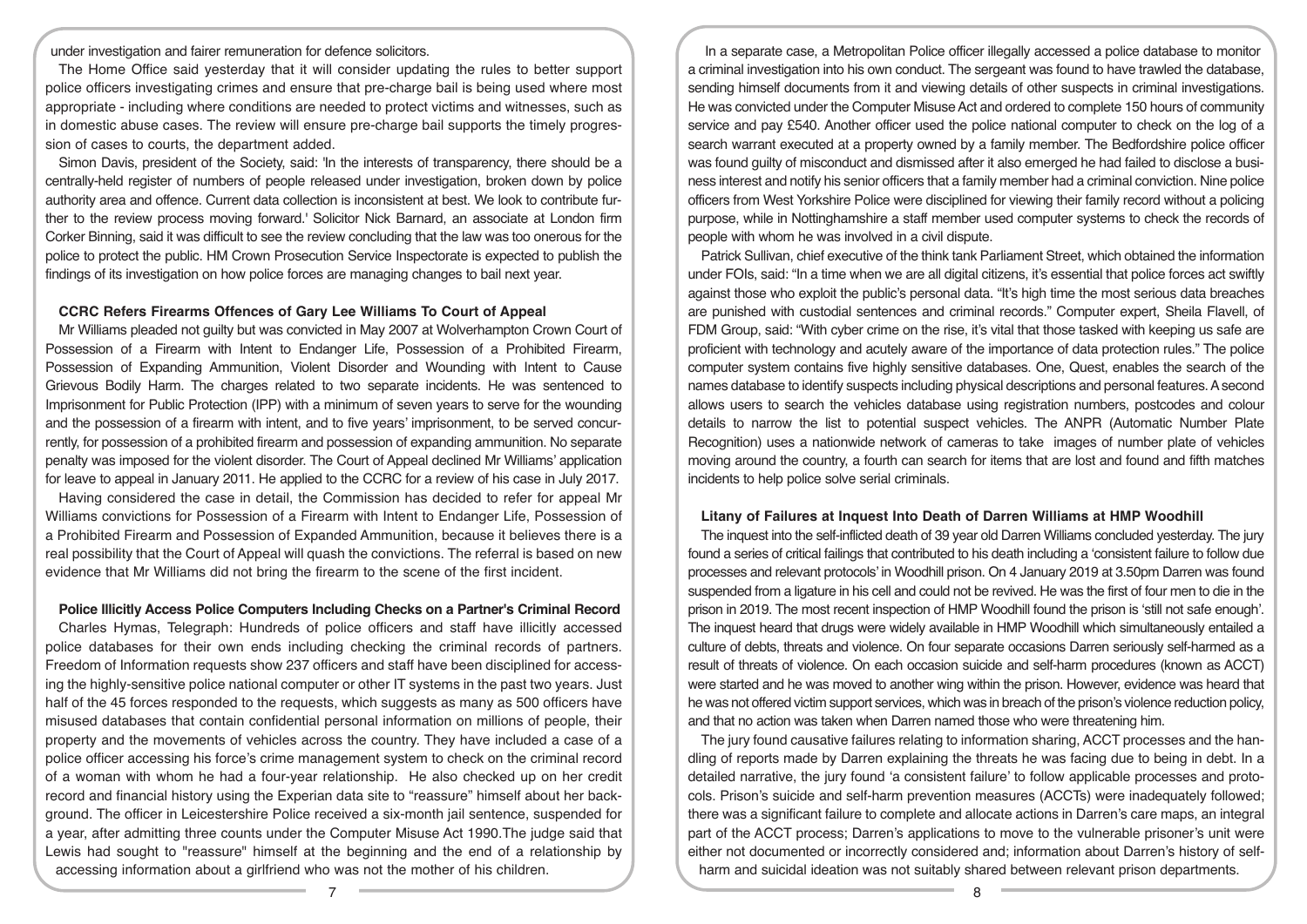under investigation and fairer remuneration for defence solicitors.

The Home Office said yesterday that it will consider updating the rules to better support police officers investigating crimes and ensure that pre-charge bail is being used where most appropriate - including where conditions are needed to protect victims and witnesses, such as in domestic abuse cases. The review will ensure pre-charge bail supports the timely progression of cases to courts, the department added.

Simon Davis, president of the Society, said: 'In the interests of transparency, there should be a centrally-held register of numbers of people released under investigation, broken down by police authority area and offence. Current data collection is inconsistent at best. We look to contribute further to the review process moving forward.' Solicitor Nick Barnard, an associate at London firm Corker Binning, said it was difficult to see the review concluding that the law was too onerous for the police to protect the public. HM Crown Prosecution Service Inspectorate is expected to publish the findings of its investigation on how police forces are managing changes to bail next year.

### CCRC Refers Firearms Offences of Gary Lee Williams To Court of Appeal

Mr Williams pleaded not guilty but was convicted in May 2007 at Wolverhampton Crown Court of Possession of a Firearm with Intent to Endanger Life, Possession of a Prohibited Firearm, Possession of Expanding Ammunition, Violent Disorder and Wounding with Intent to Cause Grievous Bodily Harm. The charges related to two separate incidents. He was sentenced to Imprisonment for Public Protection (IPP) with a minimum of seven years to serve for the wounding and the possession of a firearm with intent, and to five years' imprisonment, to be served concurrently, for possession of a prohibited firearm and possession of expanding ammunition. No separate penalty was imposed for the violent disorder. The Court of Appeal declined Mr Williams' application for leave to appeal in January 2011. He applied to the CCRC for a review of his case in July 2017.

Having considered the case in detail, the Commission has decided to refer for appeal Mr Williams convictions for Possession of a Firearm with Intent to Endanger Life, Possession of a Prohibited Firearm and Possession of Expanded Ammunition, because it believes there is a real possibility that the Court of Appeal will quash the convictions. The referral is based on new evidence that Mr Williams did not bring the firearm to the scene of the first incident.

### Police Illicitly Access Police Computers Including Checks on a Partner's Criminal Record

Charles Hymas, Telegraph: Hundreds of police officers and staff have illicitly accessed police databases for their own ends including checking the criminal records of partners. Freedom of Information requests show 237 officers and staff have been disciplined for accessing the highly-sensitive police national computer or other IT systems in the past two years. Just half of the 45 forces responded to the requests, which suggests as many as 500 officers have misused databases that contain confidential personal information on millions of people, their property and the movements of vehicles across the country. They have included a case of a police officer accessing his force's crime management system to check on the criminal record of a woman with whom he had a four-year relationship. He also checked up on her credit record and financial history using the Experian data site to "reassure" himself about her background. The officer in Leicestershire Police received a six-month jail sentence, suspended for a year, after admitting three counts under the Computer Misuse Act 1990.The judge said that Lewis had sought to "reassure" himself at the beginning and the end of a relationship by accessing information about a girlfriend who was not the mother of his children.

In a separate case, a Metropolitan Police officer illegally accessed a police database to monitor a criminal investigation into his own conduct. The sergeant was found to have trawled the database, sending himself documents from it and viewing details of other suspects in criminal investigations. He was convicted under the Computer Misuse Act and ordered to complete 150 hours of community service and pay £540. Another officer used the police national computer to check on the log of a search warrant executed at a property owned by a family member. The Bedfordshire police officer was found guilty of misconduct and dismissed after it also emerged he had failed to disclose a business interest and notify his senior officers that a family member had a criminal conviction. Nine police officers from West Yorkshire Police were disciplined for viewing their family record without a policing purpose, while in Nottinghamshire a staff member used computer systems to check the records of people with whom he was involved in a civil dispute.

Patrick Sullivan, chief executive of the think tank Parliament Street, which obtained the information under FOIs, said: "In a time when we are all digital citizens, it's essential that police forces act swiftly against those who exploit the public's personal data. "It's high time the most serious data breaches are punished with custodial sentences and criminal records." Computer expert, Sheila Flavell, of FDM Group, said: "With cyber crime on the rise, it's vital that those tasked with keeping us safe are proficient with technology and acutely aware of the importance of data protection rules." The police computer system contains five highly sensitive databases. One, Quest, enables the search of the names database to identify suspects including physical descriptions and personal features. A second allows users to search the vehicles database using registration numbers, postcodes and colour details to narrow the list to potential suspect vehicles. The ANPR (Automatic Number Plate Recognition) uses a nationwide network of cameras to take images of number plate of vehicles moving around the country, a fourth can search for items that are lost and found and fifth matches incidents to help police solve serial criminals.

### Litany of Failures at Inquest Into Death of Darren Williams at HMP Woodhill

The inquest into the self-inflicted death of 39 year old Darren Williams concluded yesterday. The jury found a series of critical failings that contributed to his death including a 'consistent failure to follow due processes and relevant protocols' in Woodhill prison. On 4 January 2019 at 3.50pm Darren was found suspended from a ligature in his cell and could not be revived. He was the first of four men to die in the prison in 2019. The most recent inspection of HMP Woodhill found the prison is 'still not safe enough'. The inquest heard that drugs were widely available in HMP Woodhill which simultaneously entailed a culture of debts, threats and violence. On four separate occasions Darren seriously self-harmed as a result of threats of violence. On each occasion suicide and self-harm procedures (known as ACCT) were started and he was moved to another wing within the prison. However, evidence was heard that he was not offered victim support services, which was in breach of the prison's violence reduction policy, and that no action was taken when Darren named those who were threatening him.

The jury found causative failures relating to information sharing, ACCT processes and the handling of reports made by Darren explaining the threats he was facing due to being in debt. In a detailed narrative, the jury found 'a consistent failure' to follow applicable processes and protocols. Prison's suicide and self-harm prevention measures (ACCTs) were inadequately followed; there was a significant failure to complete and allocate actions in Darren's care maps, an integral part of the ACCT process; Darren's applications to move to the vulnerable prisoner's unit were either not documented or incorrectly considered and; information about Darren's history of self-harm and suicidal ideation was not suitably shared between relevant prison departments.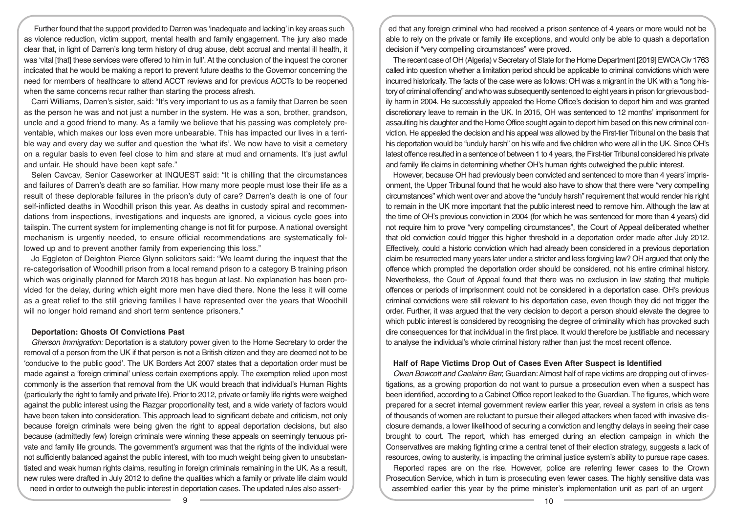Further found that the support provided to Darren was 'inadequate and lacking' in key areas such as violence reduction, victim support, mental health and family engagement. The jury also made clear that, in light of Darren's long term history of drug abuse, debt accrual and mental ill health, it was 'vital [that] these services were offered to him in full'. At the conclusion of the inquest the coroner indicated that he would be making a report to prevent future deaths to the Governor concerning the need for members of healthcare to attend ACCT reviews and for previous ACCTs to be reopened when the same concerns recur rather than starting the process afresh.

Carri Williams, Darren's sister, said: "It's very important to us as a family that Darren be seen as the person he was and not just a number in the system. He was a son, brother, grandson, uncle and a good friend to many. As a family we believe that his passing was completely preventable, which makes our loss even more unbearable. This has impacted our lives in a terrible way and every day we suffer and question the 'what ifs'. We now have to visit a cemetery on a regular basis to even feel close to him and stare at mud and ornaments. It's just awful and unfair. He should have been kept safe."

Selen Cavcav, Senior Caseworker at INQUEST said: "It is chilling that the circumstances and failures of Darren's death are so familiar. How many more people must lose their life as a result of these deplorable failures in the prison's duty of care? Darren's death is one of four self-inflicted deaths in Woodhill prison this year. As deaths in custody spiral and recommendations from inspections, investigations and inquests are ignored, a vicious cycle goes into tailspin. The current system for implementing change is not fit for purpose. A national oversight mechanism is urgently needed, to ensure official recommendations are systematically followed up and to prevent another family from experiencing this loss."

Jo Eggleton of Deighton Pierce Glynn solicitors said: "We learnt during the inquest that the re-categorisation of Woodhill prison from a local remand prison to a category B training prison which was originally planned for March 2018 has begun at last. No explanation has been provided for the delay, during which eight more men have died there. None the less it will come as a great relief to the still grieving families I have represented over the years that Woodhill will no longer hold remand and short term sentence prisoners."

### Deportation: Ghosts Of Convictions Past

*Gherson Immigration:* Deportation is a statutory power given to the Home Secretary to order the removal of a person from the UK if that person is not a British citizen and they are deemed not to be 'conducive to the public good'. The UK Borders Act 2007 states that a deportation order must be made against a 'foreign criminal' unless certain exemptions apply. The exemption relied upon most commonly is the assertion that removal from the UK would breach that individual's Human Rights (particularly the right to family and private life). Prior to 2012, private or family life rights were weighed against the public interest using the Razgar proportionality test, and a wide variety of factors would have been taken into consideration. This approach lead to significant debate and criticism, not only because foreign criminals were being given the right to appeal deportation decisions, but also because (admittedly few) foreign criminals were winning these appeals on seemingly tenuous private and family life grounds. The government's argument was that the rights of the individual were not sufficiently balanced against the public interest, with too much weight being given to unsubstantiated and weak human rights claims, resulting in foreign criminals remaining in the UK. As a result, new rules were drafted in July 2012 to define the qualities which a family or private life claim would need in order to outweigh the public interest in deportation cases. The updated rules also asserted that any foreign criminal who had received a prison sentence of 4 years or more would not be able to rely on the private or family life exceptions, and would only be able to quash a deportation decision if "very compelling circumstances" were proved.

The recent case of OH (Algeria) v Secretary of State for the Home Department [2019] EWCA Civ 1763 called into question whether a limitation period should be applicable to criminal convictions which were incurred historically. The facts of the case were as follows: OH was a migrant in the UK with a "long history of criminal offending" and who was subsequently sentenced to eight years in prison for grievous bodily harm in 2004. He successfully appealed the Home Office's decision to deport him and was granted discretionary leave to remain in the UK. In 2015, OH was sentenced to 12 months' imprisonment for assaulting his daughter and the Home Office sought again to deport him based on this new criminal conviction. He appealed the decision and his appeal was allowed by the First-tier Tribunal on the basis that his deportation would be "unduly harsh" on his wife and five children who were all in the UK. Since OH's latest offence resulted in a sentence of between 1 to 4 years, the First-tier Tribunal considered his private and family life claims in determining whether OH's human rights outweighed the public interest.

However, because OH had previously been convicted and sentenced to more than 4 years' imprisonment, the Upper Tribunal found that he would also have to show that there were "very compelling circumstances" which went over and above the "unduly harsh" requirement that would render his right to remain in the UK more important that the public interest need to remove him. Although the law at the time of OH's previous conviction in 2004 (for which he was sentenced for more than 4 years) did not require him to prove "very compelling circumstances", the Court of Appeal deliberated whether that old conviction could trigger this higher threshold in a deportation order made after July 2012. Effectively, could a historic conviction which had already been considered in a previous deportation claim be resurrected many years later under a stricter and less forgiving law? OH argued that only the offence which prompted the deportation order should be considered, not his entire criminal history. Nevertheless, the Court of Appeal found that there was no exclusion in law stating that multiple offences or periods of imprisonment could not be considered in a deportation case. OH's previous criminal convictions were still relevant to his deportation case, even though they did not trigger the order. Further, it was argued that the very decision to deport a person should elevate the degree to which public interest is considered by recognising the degree of criminality which has provoked such dire consequences for that individual in the first place. It would therefore be justifiable and necessary to analyse the individual's whole criminal history rather than just the most recent offence.

### Half of Rape Victims Drop Out of Cases Even After Suspect is Identified

*Owen Bowcott and Caelainn Barr,* Guardian: Almost half of rape victims are dropping out of investigations, as a growing proportion do not want to pursue a prosecution even when a suspect has been identified, according to a Cabinet Office report leaked to the Guardian. The figures, which were prepared for a secret internal government review earlier this year, reveal a system in crisis as tens of thousands of women are reluctant to pursue their alleged attackers when faced with invasive disclosure demands, a lower likelihood of securing a conviction and lengthy delays in seeing their case brought to court. The report, which has emerged during an election campaign in which the Conservatives are making fighting crime a central tenet of their election strategy, suggests a lack of resources, owing to austerity, is impacting the criminal justice system's ability to pursue rape cases.

Reported rapes are on the rise. However, police are referring fewer cases to the Crown Prosecution Service, which in turn is prosecuting even fewer cases. The highly sensitive data was assembled earlier this year by the prime minister's implementation unit as part of an urgent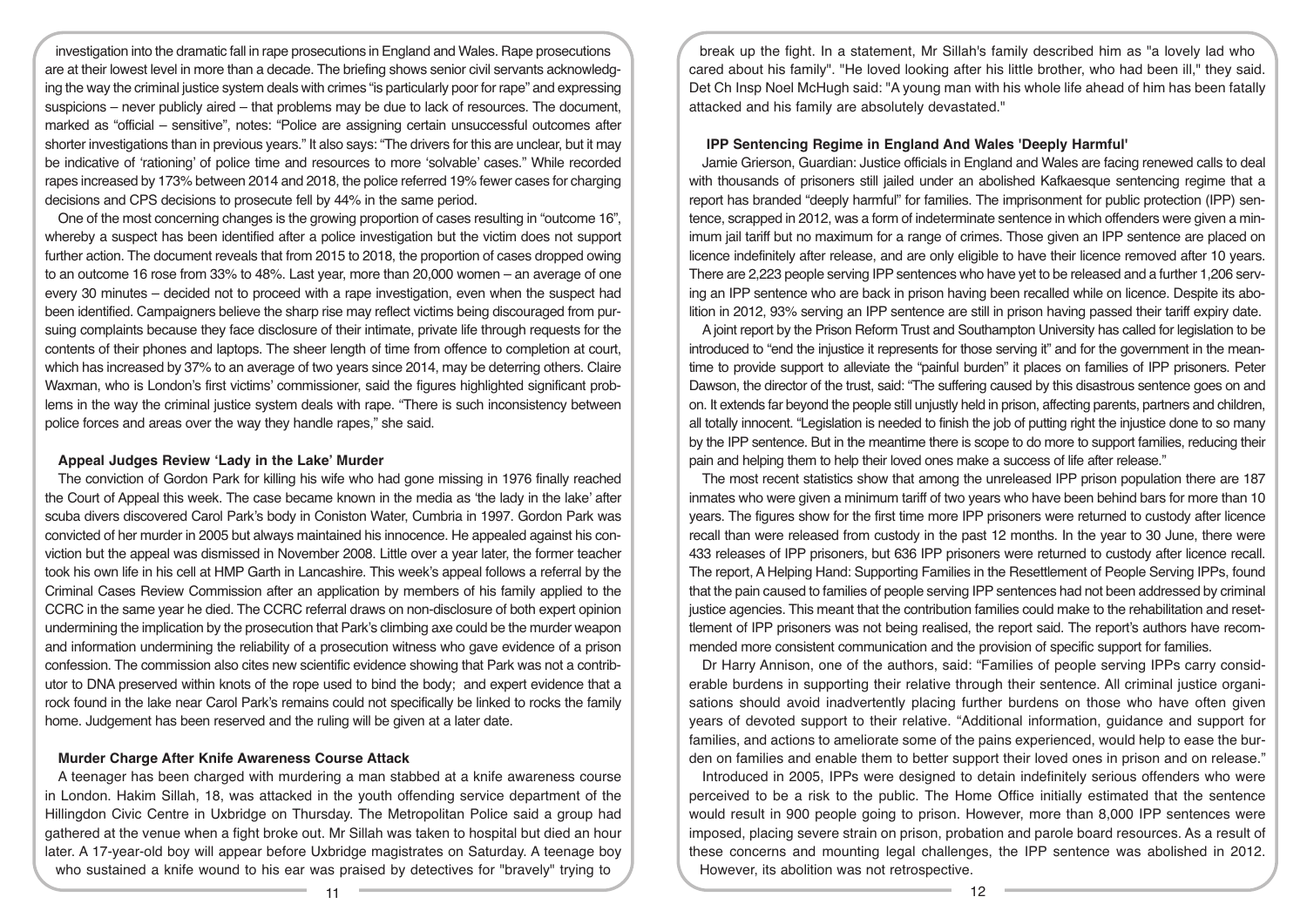investigation into the dramatic fall in rape prosecutions in England and Wales. Rape prosecutions are at their lowest level in more than a decade. The briefing shows senior civil servants acknowledging the way the criminal justice system deals with crimes "is particularly poor for rape" and expressing suspicions – never publicly aired – that problems may be due to lack of resources. The document, marked as "official – sensitive", notes: "Police are assigning certain unsuccessful outcomes after shorter investigations than in previous years." It also says: "The drivers for this are unclear, but it may be indicative of 'rationing' of police time and resources to more 'solvable' cases." While recorded rapes increased by 173% between 2014 and 2018, the police referred 19% fewer cases for charging decisions and CPS decisions to prosecute fell by 44% in the same period.

One of the most concerning changes is the growing proportion of cases resulting in "outcome 16", whereby a suspect has been identified after a police investigation but the victim does not support further action. The document reveals that from 2015 to 2018, the proportion of cases dropped owing to an outcome 16 rose from 33% to 48%. Last year, more than 20,000 women – an average of one every 30 minutes – decided not to proceed with a rape investigation, even when the suspect had been identified. Campaigners believe the sharp rise may reflect victims being discouraged from pursuing complaints because they face disclosure of their intimate, private life through requests for the contents of their phones and laptops. The sheer length of time from offence to completion at court, which has increased by 37% to an average of two years since 2014, may be deterring others. Claire Waxman, who is London's first victims' commissioner, said the figures highlighted significant problems in the way the criminal justice system deals with rape. "There is such inconsistency between police forces and areas over the way they handle rapes," she said.

### Appeal Judges Review 'Lady in the Lake' Murder

The conviction of Gordon Park for killing his wife who had gone missing in 1976 finally reached the Court of Appeal this week. The case became known in the media as 'the lady in the lake' after scuba divers discovered Carol Park's body in Coniston Water, Cumbria in 1997. Gordon Park was convicted of her murder in 2005 but always maintained his innocence. He appealed against his conviction but the appeal was dismissed in November 2008. Little over a year later, the former teacher took his own life in his cell at HMP Garth in Lancashire. This week's appeal follows a referral by the Criminal Cases Review Commission after an application by members of his family applied to the CCRC in the same year he died. The CCRC referral draws on non-disclosure of both expert opinion undermining the implication by the prosecution that Park's climbing axe could be the murder weapon and information undermining the reliability of a prosecution witness who gave evidence of a prison confession. The commission also cites new scientific evidence showing that Park was not a contributor to DNA preserved within knots of the rope used to bind the body; and expert evidence that a rock found in the lake near Carol Park's remains could not specifically be linked to rocks the family home. Judgement has been reserved and the ruling will be given at a later date.

### Murder Charge After Knife Awareness Course Attack

A teenager has been charged with murdering a man stabbed at a knife awareness course in London. Hakim Sillah, 18, was attacked in the youth offending service department of the Hillingdon Civic Centre in Uxbridge on Thursday. The Metropolitan Police said a group had gathered at the venue when a fight broke out. Mr Sillah was taken to hospital but died an hour later. A 17-year-old boy will appear before Uxbridge magistrates on Saturday. A teenage boy who sustained a knife wound to his ear was praised by detectives for "bravely" trying to break up the fight. In a statement, Mr Sillah's family described him as "a lovely lad who cared about his family". "He loved looking after his little brother, who had been ill," they said. Det Ch Insp Noel McHugh said: "A young man with his whole life ahead of him has been fatally attacked and his family are absolutely devastated."

### IPP Sentencing Regime in England And Wales 'Deeply Harmful'

Jamie Grierson, Guardian: Justice officials in England and Wales are facing renewed calls to deal with thousands of prisoners still jailed under an abolished Kafkaesque sentencing regime that a report has branded "deeply harmful" for families. The imprisonment for public protection (IPP) sentence, scrapped in 2012, was a form of indeterminate sentence in which offenders were given a minimum jail tariff but no maximum for a range of crimes. Those given an IPP sentence are placed on licence indefinitely after release, and are only eligible to have their licence removed after 10 years. There are 2,223 people serving IPP sentences who have yet to be released and a further 1,206 serving an IPP sentence who are back in prison having been recalled while on licence. Despite its abolition in 2012, 93% serving an IPP sentence are still in prison having passed their tariff expiry date.

A joint report by the Prison Reform Trust and Southampton University has called for legislation to be introduced to "end the injustice it represents for those serving it" and for the government in the meantime to provide support to alleviate the "painful burden" it places on families of IPP prisoners. Peter Dawson, the director of the trust, said: "The suffering caused by this disastrous sentence goes on and on. It extends far beyond the people still unjustly held in prison, affecting parents, partners and children, all totally innocent. "Legislation is needed to finish the job of putting right the injustice done to so many by the IPP sentence. But in the meantime there is scope to do more to support families, reducing their pain and helping them to help their loved ones make a success of life after release."

The most recent statistics show that among the unreleased IPP prison population there are 187 inmates who were given a minimum tariff of two years who have been behind bars for more than 10 years. The figures show for the first time more IPP prisoners were returned to custody after licence recall than were released from custody in the past 12 months. In the year to 30 June, there were 433 releases of IPP prisoners, but 636 IPP prisoners were returned to custody after licence recall. The report, A Helping Hand: Supporting Families in the Resettlement of People Serving IPPs, found that the pain caused to families of people serving IPP sentences had not been addressed by criminal justice agencies. This meant that the contribution families could make to the rehabilitation and resettlement of IPP prisoners was not being realised, the report said. The report's authors have recommended more consistent communication and the provision of specific support for families.

Dr Harry Annison, one of the authors, said: "Families of people serving IPPs carry considerable burdens in supporting their relative through their sentence. All criminal justice organisations should avoid inadvertently placing further burdens on those who have often given years of devoted support to their relative. "Additional information, guidance and support for families, and actions to ameliorate some of the pains experienced, would help to ease the burden on families and enable them to better support their loved ones in prison and on release."

Introduced in 2005, IPPs were designed to detain indefinitely serious offenders who were perceived to be a risk to the public. The Home Office initially estimated that the sentence would result in 900 people going to prison. However, more than 8,000 IPP sentences were imposed, placing severe strain on prison, probation and parole board resources. As a result of these concerns and mounting legal challenges, the IPP sentence was abolished in 2012. However, its abolition was not retrospective.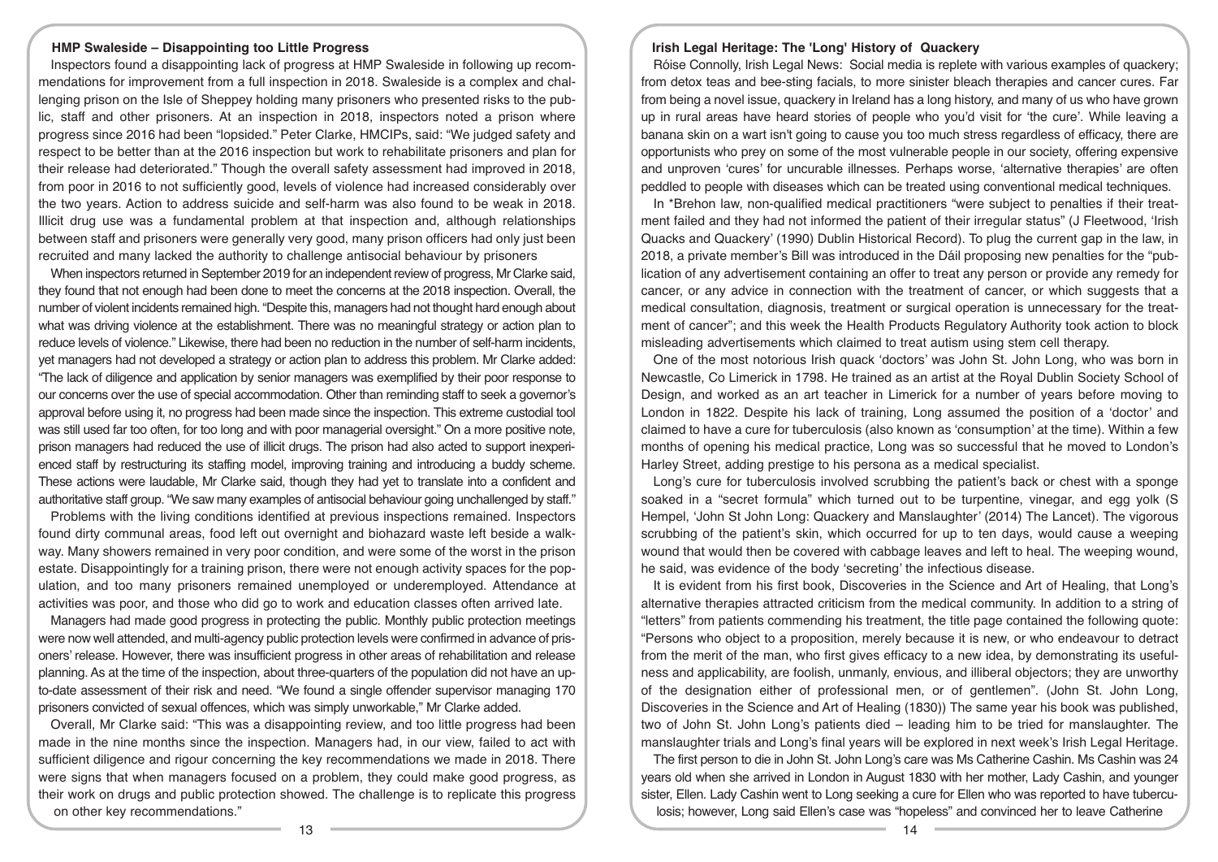## HMP Swaleside – Disappointing too Little Progress

Inspectors found a disappointing lack of progress at HMP Swaleside in following up recommendations for improvement from a full inspection in 2018. Swaleside is a complex and challenging prison on the Isle of Sheppey holding many prisoners who presented risks to the public, staff and other prisoners. At an inspection in 2018, inspectors noted a prison where progress since 2016 had been "lopsided." Peter Clarke, HMCIPs, said: "We judged safety and respect to be better than at the 2016 inspection but work to rehabilitate prisoners and plan for their release had deteriorated." Though the overall safety assessment had improved in 2018, from poor in 2016 to not sufficiently good, levels of violence had increased considerably over the two years. Action to address suicide and self-harm was also found to be weak in 2018. Illicit drug use was a fundamental problem at that inspection and, although relationships between staff and prisoners were generally very good, many prison officers had only just been recruited and many lacked the authority to challenge antisocial behaviour by prisoners

When inspectors returned in September 2019 for an independent review of progress, Mr Clarke said, they found that not enough had been done to meet the concerns at the 2018 inspection. Overall, the number of violent incidents remained high. "Despite this, managers had not thought hard enough about what was driving violence at the establishment. There was no meaningful strategy or action plan to reduce levels of violence." Likewise, there had been no reduction in the number of self-harm incidents, yet managers had not developed a strategy or action plan to address this problem. Mr Clarke added: "The lack of diligence and application by senior managers was exemplified by their poor response to our concerns over the use of special accommodation. Other than reminding staff to seek a governor's approval before using it, no progress had been made since the inspection. This extreme custodial tool was still used far too often, for too long and with poor managerial oversight." On a more positive note, prison managers had reduced the use of illicit drugs. The prison had also acted to support inexperienced staff by restructuring its staffing model, improving training and introducing a buddy scheme. These actions were laudable, Mr Clarke said, though they had yet to translate into a confident and authoritative staff group. "We saw many examples of antisocial behaviour going unchallenged by staff."

Problems with the living conditions identified at previous inspections remained. Inspectors found dirty communal areas, food left out overnight and biohazard waste left beside a walkway. Many showers remained in very poor condition, and were some of the worst in the prison estate. Disappointingly for a training prison, there were not enough activity spaces for the population, and too many prisoners remained unemployed or underemployed. Attendance at activities was poor, and those who did go to work and education classes often arrived late.

Managers had made good progress in protecting the public. Monthly public protection meetings were now well attended, and multi-agency public protection levels were confirmed in advance of prisoners' release. However, there was insufficient progress in other areas of rehabilitation and release planning. As at the time of the inspection, about three-quarters of the population did not have an up-to-date assessment of their risk and need. "We found a single offender supervisor managing 170 prisoners convicted of sexual offences, which was simply unworkable," Mr Clarke added.

Overall, Mr Clarke said: "This was a disappointing review, and too little progress had been made in the nine months since the inspection. Managers had, in our view, failed to act with sufficient diligence and rigour concerning the key recommendations we made in 2018. There were signs that when managers focused on a problem, they could make good progress, as their work on drugs and public protection showed. The challenge is to replicate this progress on other key recommendations."

## Irish Legal Heritage: The 'Long' History of Quackery

Róise Connolly, Irish Legal News: Social media is replete with various examples of quackery; from detox teas and bee-sting facials, to more sinister bleach therapies and cancer cures. Far from being a novel issue, quackery in Ireland has a long history, and many of us who have grown up in rural areas have heard stories of people who you'd visit for 'the cure'. While leaving a banana skin on a wart isn't going to cause you too much stress regardless of efficacy, there are opportunists who prey on some of the most vulnerable people in our society, offering expensive and unproven 'cures' for uncurable illnesses. Perhaps worse, 'alternative therapies' are often peddled to people with diseases which can be treated using conventional medical techniques.

In *Brehon law, non-qualified medical practitioners "were subject to penalties if their treatment failed and they had not informed the patient of their irregular status" (J Fleetwood, 'Irish Quacks and Quackery' (1990) Dublin Historical Record). To plug the current gap in the law, in 2018, a private member's Bill was introduced in the Dáil proposing new penalties for the "publication of any advertisement containing an offer to treat any person or provide any remedy for cancer, or any advice in connection with the treatment of cancer, or which suggests that a medical consultation, diagnosis, treatment or surgical operation is unnecessary for the treatment of cancer"; and this week the Health Products Regulatory Authority took action to block misleading advertisements which claimed to treat autism using stem cell therapy.

One of the most notorious Irish quack 'doctors' was John St. John Long, who was born in Newcastle, Co Limerick in 1798. He trained as an artist at the Royal Dublin Society School of Design, and worked as an art teacher in Limerick for a number of years before moving to London in 1822. Despite his lack of training, Long assumed the position of a 'doctor' and claimed to have a cure for tuberculosis (also known as 'consumption' at the time). Within a few months of opening his medical practice, Long was so successful that he moved to London's Harley Street, adding prestige to his persona as a medical specialist.

Long's cure for tuberculosis involved scrubbing the patient's back or chest with a sponge soaked in a "secret formula" which turned out to be turpentine, vinegar, and egg yolk (S Hempel, 'John St John Long: Quackery and Manslaughter' (2014) The Lancet). The vigorous scrubbing of the patient's skin, which occurred for up to ten days, would cause a weeping wound that would then be covered with cabbage leaves and left to heal. The weeping wound, he said, was evidence of the body 'secreting' the infectious disease.

It is evident from his first book, Discoveries in the Science and Art of Healing, that Long's alternative therapies attracted criticism from the medical community. In addition to a string of "letters" from patients commending his treatment, the title page contained the following quote: "Persons who object to a proposition, merely because it is new, or who endeavour to detract from the merit of the man, who first gives efficacy to a new idea, by demonstrating its usefulness and applicability, are foolish, unmanly, envious, and illiberal objectors; they are unworthy of the designation either of professional men, or of gentlemen". (John St. John Long, Discoveries in the Science and Art of Healing (1830)) The same year his book was published, two of John St. John Long's patients died – leading him to be tried for manslaughter. The manslaughter trials and Long's final years will be explored in next week's Irish Legal Heritage.

The first person to die in John St. John Long's care was Ms Catherine Cashin. Ms Cashin was 24 years old when she arrived in London in August 1830 with her mother, Lady Cashin, and younger sister, Ellen. Lady Cashin went to Long seeking a cure for Ellen who was reported to have tuberculosis; however, Long said Ellen's case was "hopeless" and convinced her to leave Catherine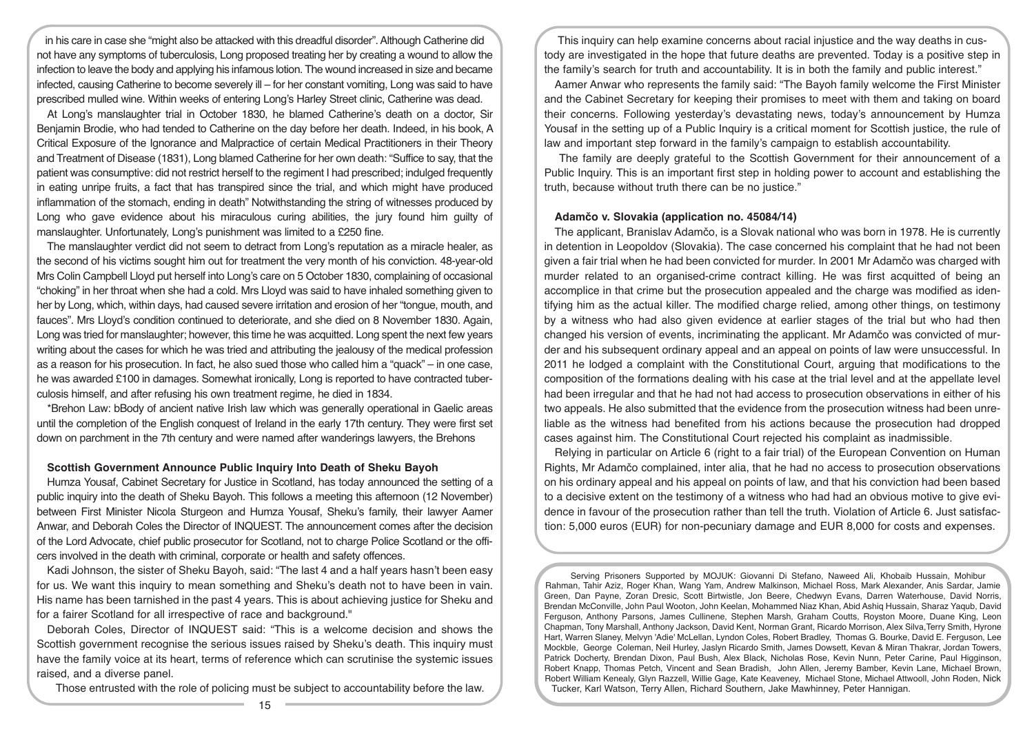in his care in case she "might also be attacked with this dreadful disorder". Although Catherine did not have any symptoms of tuberculosis, Long proposed treating her by creating a wound to allow the infection to leave the body and applying his infamous lotion. The wound increased in size and became infected, causing Catherine to become severely ill – for her constant vomiting, Long was said to have prescribed mulled wine. Within weeks of entering Long's Harley Street clinic, Catherine was dead.

At Long's manslaughter trial in October 1830, he blamed Catherine's death on a doctor, Sir Benjamin Brodie, who had tended to Catherine on the day before her death. Indeed, in his book, A Critical Exposure of the Ignorance and Malpractice of certain Medical Practitioners in their Theory and Treatment of Disease (1831), Long blamed Catherine for her own death: "Suffice to say, that the patient was consumptive: did not restrict herself to the regiment I had prescribed; indulged frequently in eating unripe fruits, a fact that has transpired since the trial, and which might have produced inflammation of the stomach, ending in death" Notwithstanding the string of witnesses produced by Long who gave evidence about his miraculous curing abilities, the jury found him guilty of manslaughter. Unfortunately, Long's punishment was limited to a £250 fine.

The manslaughter verdict did not seem to detract from Long's reputation as a miracle healer, as the second of his victims sought him out for treatment the very month of his conviction. 48-year-old Mrs Colin Campbell Lloyd put herself into Long's care on 5 October 1830, complaining of occasional "choking" in her throat when she had a cold. Mrs Lloyd was said to have inhaled something given to her by Long, which, within days, had caused severe irritation and erosion of her "tongue, mouth, and fauces". Mrs Lloyd's condition continued to deteriorate, and she died on 8 November 1830. Again, Long was tried for manslaughter; however, this time he was acquitted. Long spent the next few years writing about the cases for which he was tried and attributing the jealousy of the medical profession as a reason for his prosecution. In fact, he also sued those who called him a "quack" – in one case, he was awarded £100 in damages. Somewhat ironically, Long is reported to have contracted tuberculosis himself, and after refusing his own treatment regime, he died in 1834.

*Brehon Law: bBody of ancient native Irish law which was generally operational in Gaelic areas until the completion of the English conquest of Ireland in the early 17th century. They were first set down on parchment in the 7th century and were named after wanderings lawyers, the Brehons

### Scottish Government Announce Public Inquiry Into Death of Sheku Bayoh

Humza Yousaf, Cabinet Secretary for Justice in Scotland, has today announced the setting of a public inquiry into the death of Sheku Bayoh. This follows a meeting this afternoon (12 November) between First Minister Nicola Sturgeon and Humza Yousaf, Sheku's family, their lawyer Aamer Anwar, and Deborah Coles the Director of INQUEST. The announcement comes after the decision of the Lord Advocate, chief public prosecutor for Scotland, not to charge Police Scotland or the officers involved in the death with criminal, corporate or health and safety offences.

Kadi Johnson, the sister of Sheku Bayoh, said: "The last 4 and a half years hasn't been easy for us. We want this inquiry to mean something and Sheku's death not to have been in vain. His name has been tarnished in the past 4 years. This is about achieving justice for Sheku and for a fairer Scotland for all irrespective of race and background."

Deborah Coles, Director of INQUEST said: "This is a welcome decision and shows the Scottish government recognise the serious issues raised by Sheku's death. This inquiry must have the family voice at its heart, terms of reference which can scrutinise the systemic issues raised, and a diverse panel.

Those entrusted with the role of policing must be subject to accountability before the law.

This inquiry can help examine concerns about racial injustice and the way deaths in custody are investigated in the hope that future deaths are prevented. Today is a positive step in the family's search for truth and accountability. It is in both the family and public interest."

Aamer Anwar who represents the family said: "The Bayoh family welcome the First Minister and the Cabinet Secretary for keeping their promises to meet with them and taking on board their concerns. Following yesterday's devastating news, today's announcement by Humza Yousaf in the setting up of a Public Inquiry is a critical moment for Scottish justice, the rule of law and important step forward in the family's campaign to establish accountability.

The family are deeply grateful to the Scottish Government for their announcement of a Public Inquiry. This is an important first step in holding power to account and establishing the truth, because without truth there can be no justice."

### Adamčo v. Slovakia (application no. 45084/14)

The applicant, Branislav Adamčo, is a Slovak national who was born in 1978. He is currently in detention in Leopoldov (Slovakia). The case concerned his complaint that he had not been given a fair trial when he had been convicted for murder. In 2001 Mr Adamčo was charged with murder related to an organised-crime contract killing. He was first acquitted of being an accomplice in that crime but the prosecution appealed and the charge was modified as identifying him as the actual killer. The modified charge relied, among other things, on testimony by a witness who had also given evidence at earlier stages of the trial but who had then changed his version of events, incriminating the applicant. Mr Adamčo was convicted of murder and his subsequent ordinary appeal and an appeal on points of law were unsuccessful. In 2011 he lodged a complaint with the Constitutional Court, arguing that modifications to the composition of the formations dealing with his case at the trial level and at the appellate level had been irregular and that he had not had access to prosecution observations in either of his two appeals. He also submitted that the evidence from the prosecution witness had been unreliable as the witness had benefited from his actions because the prosecution had dropped cases against him. The Constitutional Court rejected his complaint as inadmissible.

Relying in particular on Article 6 (right to a fair trial) of the European Convention on Human Rights, Mr Adamčo complained, inter alia, that he had no access to prosecution observations on his ordinary appeal and his appeal on points of law, and that his conviction had been based to a decisive extent on the testimony of a witness who had had an obvious motive to give evidence in favour of the prosecution rather than tell the truth. Violation of Article 6. Just satisfaction: 5,000 euros (EUR) for non-pecuniary damage and EUR 8,000 for costs and expenses.

Serving Prisoners Supported by MOJUK: Giovanni Di Stefano, Naweed Ali, Khobaib Hussain, Mohibur Rahman, Tahir Aziz, Roger Khan, Wang Yam, Andrew Malkinson, Michael Ross, Mark Alexander, Anis Sardar, Jamie Green, Dan Payne, Zoran Dresic, Scott Birtwistle, Jon Beere, Chedwyn Evans, Darren Waterhouse, David Norris, Brendan McConville, John Paul Wooton, John Keelan, Mohammed Niaz Khan, Abid Ashiq Hussain, Sharaz Yaqub, David Ferguson, Anthony Parsons, James Cullinene, Stephen Marsh, Graham Coutts, Royston Moore, Duane King, Leon Chapman, Tony Marshall, Anthony Jackson, David Kent, Norman Grant, Ricardo Morrison, Alex Silva,Terry Smith, Hyrone Hart, Warren Slaney, Melvyn 'Adie' McLellan, Lyndon Coles, Robert Bradley, Thomas G. Bourke, David E. Ferguson, Lee Mockble, George Coleman, Neil Hurley, Jaslyn Ricardo Smith, James Dowsett, Kevan & Miran Thakrar, Jordan Towers, Patrick Docherty, Brendan Dixon, Paul Bush, Alex Black, Nicholas Rose, Kevin Nunn, Peter Carine, Paul Higginson, Robert Knapp, Thomas Petch, Vincent and Sean Bradish, John Allen, Jeremy Bamber, Kevin Lane, Michael Brown, Robert William Kenealy, Glyn Razzell, Willie Gage, Kate Keaveney, Michael Stone, Michael Attwooll, John Roden, Nick Tucker, Karl Watson, Terry Allen, Richard Southern, Jake Mawhinney, Peter Hannigan.